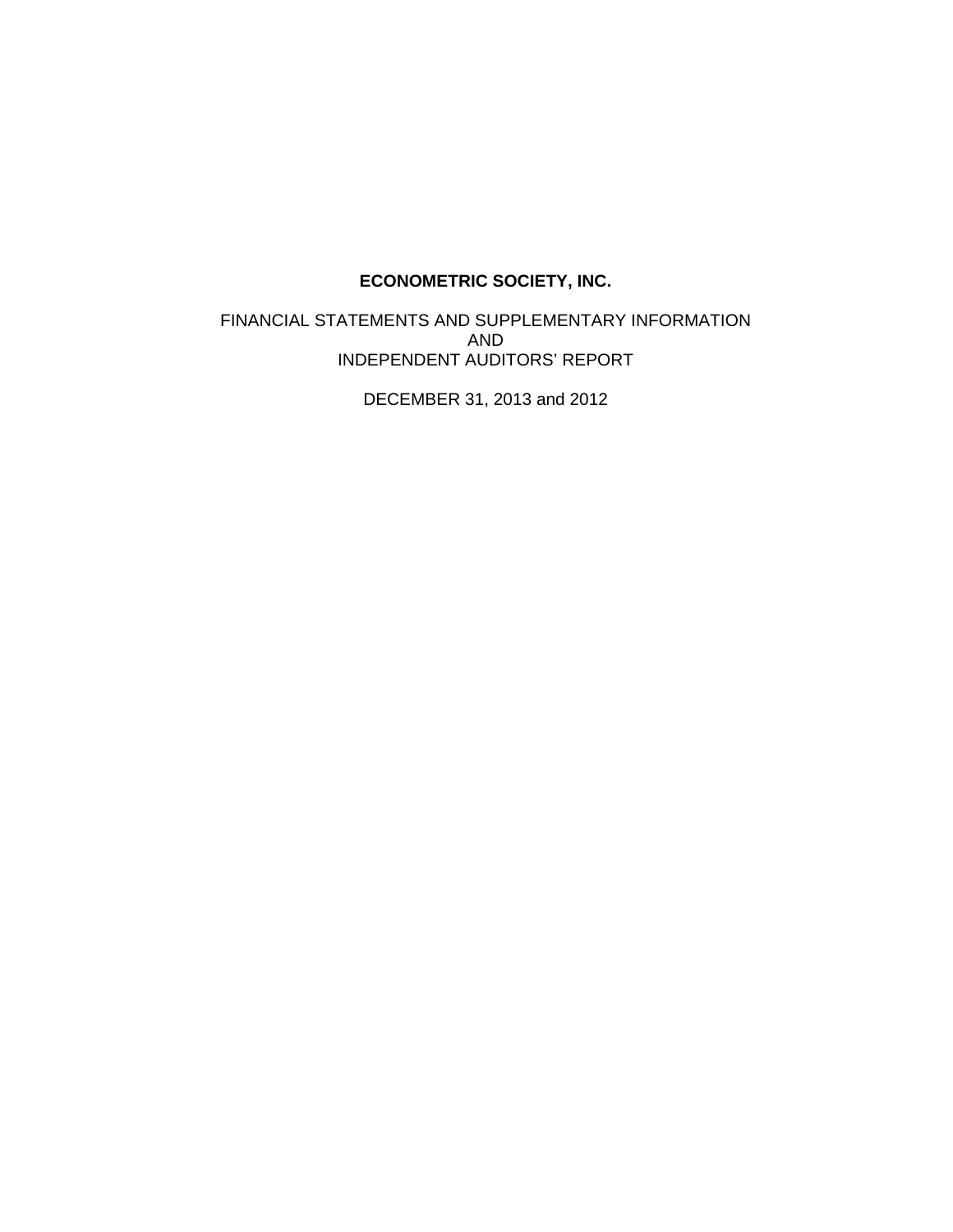# ECONOMETRIC SOCIETY, INC.

FINANCIAL STATEMENTS AND SUPPLEMENTARY INFORMATION
AND
INDEPENDENT AUDITORS' REPORT

DECEMBER 31, 2013 and 2012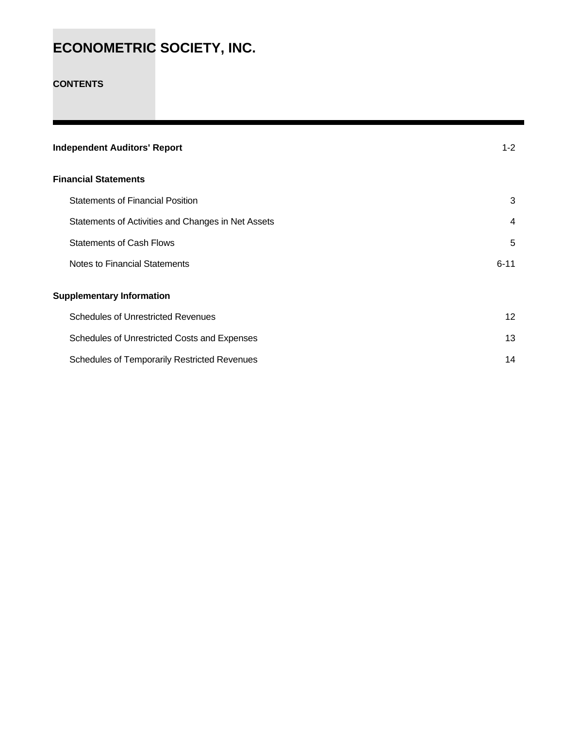# ECONOMETRIC SOCIETY, INC.

## CONTENTS

| | |
|---|---|
| **Independent Auditors' Report** | 1-2 |
| **Financial Statements** | |
| Statements of Financial Position | 3 |
| Statements of Activities and Changes in Net Assets | 4 |
| Statements of Cash Flows | 5 |
| Notes to Financial Statements | 6-11 |
| **Supplementary Information** | |
| Schedules of Unrestricted Revenues | 12 |
| Schedules of Unrestricted Costs and Expenses | 13 |
| Schedules of Temporarily Restricted Revenues | 14 |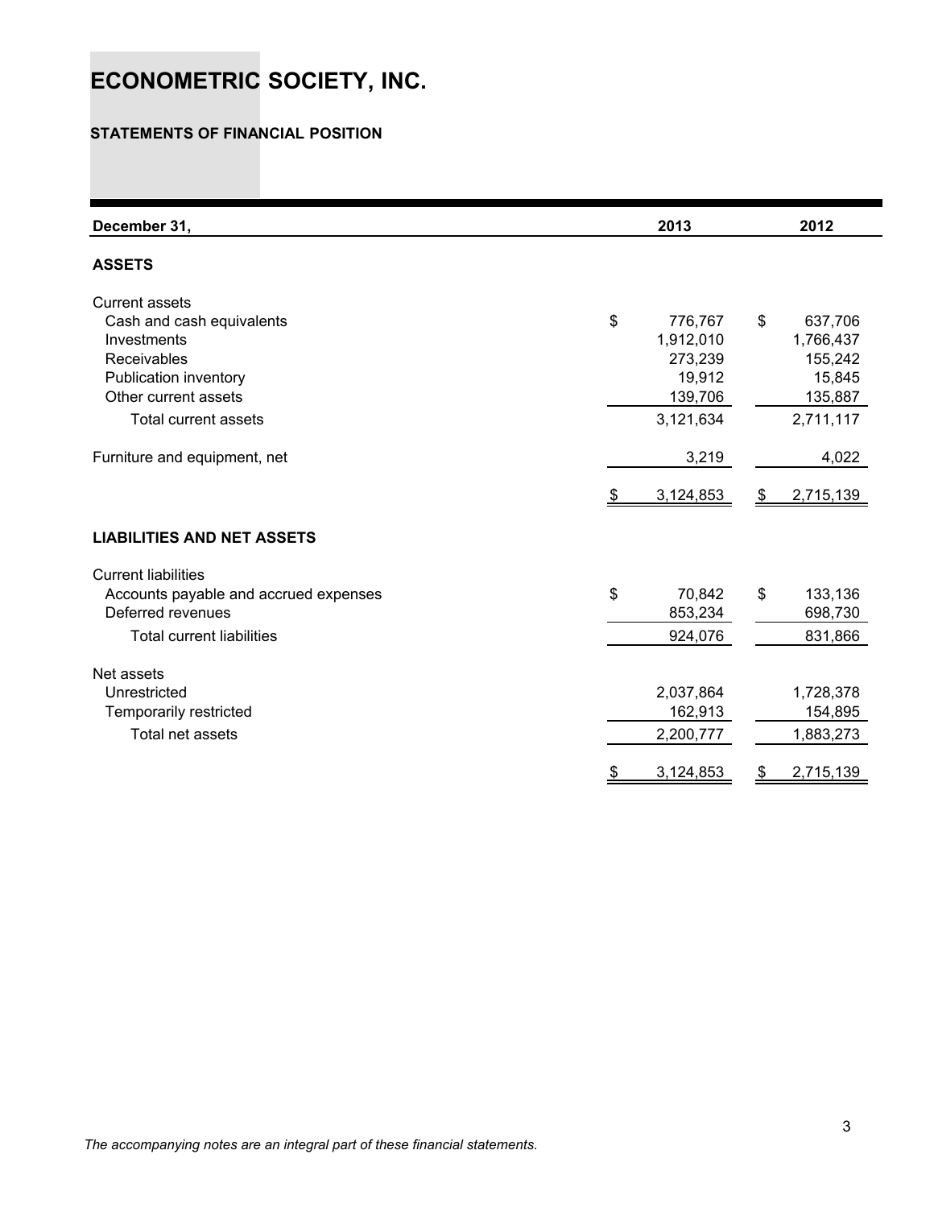# ECONOMETRIC SOCIETY, INC.

## STATEMENTS OF FINANCIAL POSITION

| December 31, | 2013 | 2012 |
|---|---|---|
| **ASSETS** | | |
| Current assets | | |
| Cash and cash equivalents | $ 776,767 | $ 637,706 |
| Investments | 1,912,010 | 1,766,437 |
| Receivables | 273,239 | 155,242 |
| Publication inventory | 19,912 | 15,845 |
| Other current assets | 139,706 | 135,887 |
| Total current assets | 3,121,634 | 2,711,117 |
| Furniture and equipment, net | 3,219 | 4,022 |
| | $ 3,124,853 | $ 2,715,139 |
| **LIABILITIES AND NET ASSETS** | | |
| Current liabilities | | |
| Accounts payable and accrued expenses | $ 70,842 | $ 133,136 |
| Deferred revenues | 853,234 | 698,730 |
| Total current liabilities | 924,076 | 831,866 |
| Net assets | | |
| Unrestricted | 2,037,864 | 1,728,378 |
| Temporarily restricted | 162,913 | 154,895 |
| Total net assets | 2,200,777 | 1,883,273 |
| | $ 3,124,853 | $ 2,715,139 |

*The accompanying notes are an integral part of these financial statements.*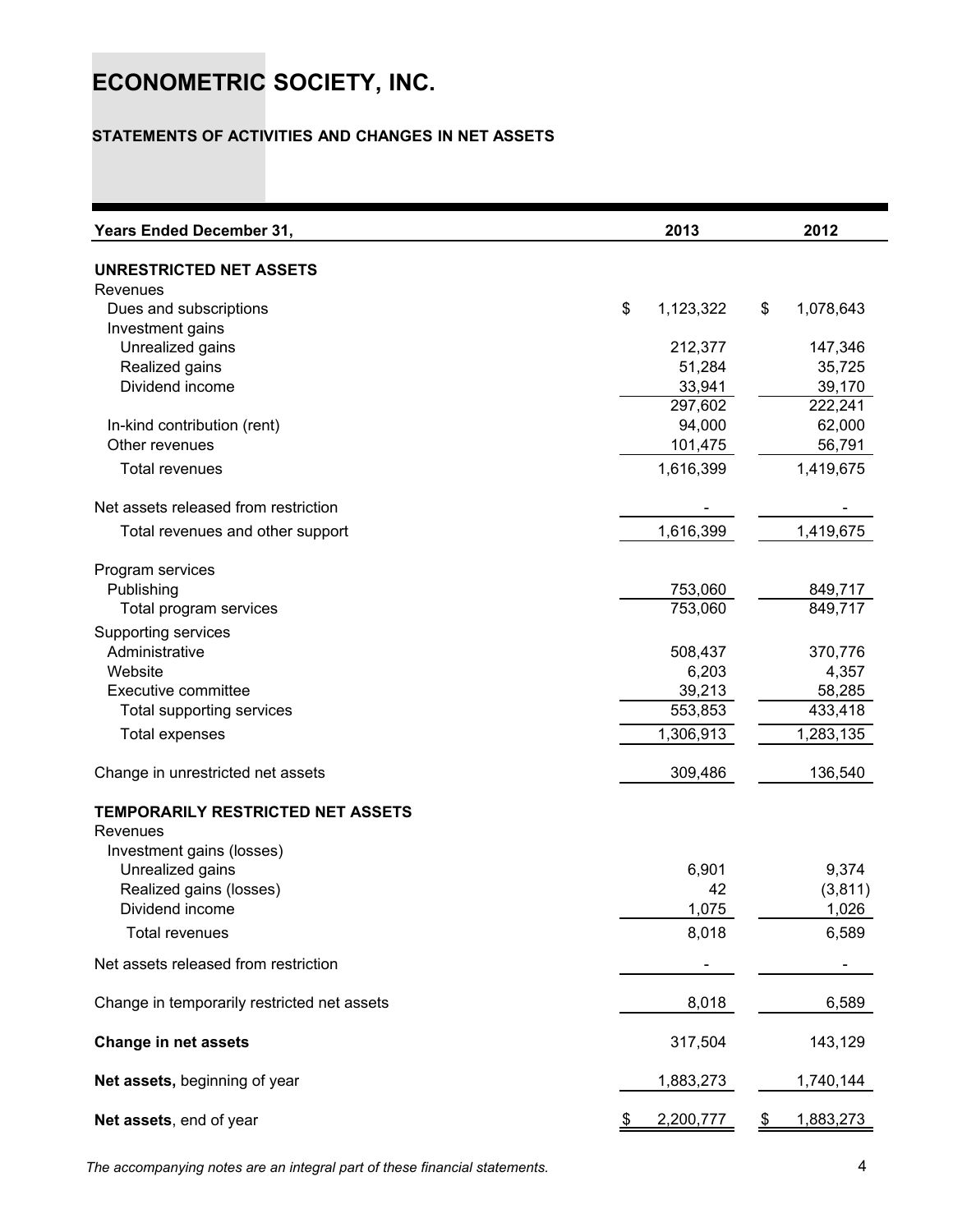# ECONOMETRIC SOCIETY, INC.

## STATEMENTS OF ACTIVITIES AND CHANGES IN NET ASSETS

| Years Ended December 31, | 2013 | 2012 |
|---|---|---|
| **UNRESTRICTED NET ASSETS** | | |
| Revenues | | |
| Dues and subscriptions | $ 1,123,322 | $ 1,078,643 |
| Investment gains | | |
| Unrealized gains | 212,377 | 147,346 |
| Realized gains | 51,284 | 35,725 |
| Dividend income | 33,941 | 39,170 |
| | 297,602 | 222,241 |
| In-kind contribution (rent) | 94,000 | 62,000 |
| Other revenues | 101,475 | 56,791 |
| Total revenues | 1,616,399 | 1,419,675 |
| Net assets released from restriction | - | - |
| Total revenues and other support | 1,616,399 | 1,419,675 |
| Program services | | |
| Publishing | 753,060 | 849,717 |
| Total program services | 753,060 | 849,717 |
| Supporting services | | |
| Administrative | 508,437 | 370,776 |
| Website | 6,203 | 4,357 |
| Executive committee | 39,213 | 58,285 |
| Total supporting services | 553,853 | 433,418 |
| Total expenses | 1,306,913 | 1,283,135 |
| Change in unrestricted net assets | 309,486 | 136,540 |
| **TEMPORARILY RESTRICTED NET ASSETS** | | |
| Revenues | | |
| Investment gains (losses) | | |
| Unrealized gains | 6,901 | 9,374 |
| Realized gains (losses) | 42 | (3,811) |
| Dividend income | 1,075 | 1,026 |
| Total revenues | 8,018 | 6,589 |
| Net assets released from restriction | - | - |
| Change in temporarily restricted net assets | 8,018 | 6,589 |
| **Change in net assets** | 317,504 | 143,129 |
| **Net assets,** beginning of year | 1,883,273 | 1,740,144 |
| **Net assets**, end of year | $ 2,200,777 | $ 1,883,273 |

*The accompanying notes are an integral part of these financial statements.*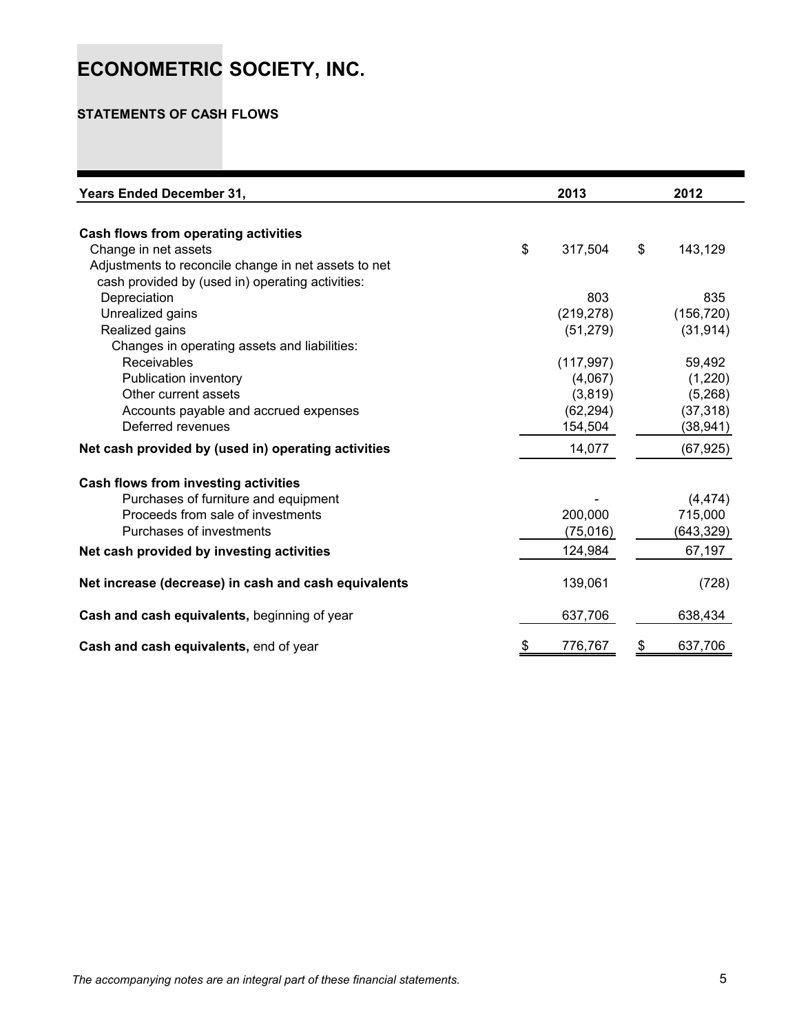# ECONOMETRIC SOCIETY, INC.

## STATEMENTS OF CASH FLOWS

| Years Ended December 31, | 2013 | 2012 |
|---|---|---|
| **Cash flows from operating activities** | | |
| Change in net assets | $ 317,504 | $ 143,129 |
| Adjustments to reconcile change in net assets to net cash provided by (used in) operating activities: | | |
| Depreciation | 803 | 835 |
| Unrealized gains | (219,278) | (156,720) |
| Realized gains | (51,279) | (31,914) |
| Changes in operating assets and liabilities: | | |
| Receivables | (117,997) | 59,492 |
| Publication inventory | (4,067) | (1,220) |
| Other current assets | (3,819) | (5,268) |
| Accounts payable and accrued expenses | (62,294) | (37,318) |
| Deferred revenues | 154,504 | (38,941) |
| **Net cash provided by (used in) operating activities** | 14,077 | (67,925) |
| **Cash flows from investing activities** | | |
| Purchases of furniture and equipment | - | (4,474) |
| Proceeds from sale of investments | 200,000 | 715,000 |
| Purchases of investments | (75,016) | (643,329) |
| **Net cash provided by investing activities** | 124,984 | 67,197 |
| **Net increase (decrease) in cash and cash equivalents** | 139,061 | (728) |
| **Cash and cash equivalents,** beginning of year | 637,706 | 638,434 |
| **Cash and cash equivalents,** end of year | $ 776,767 | $ 637,706 |

*The accompanying notes are an integral part of these financial statements.*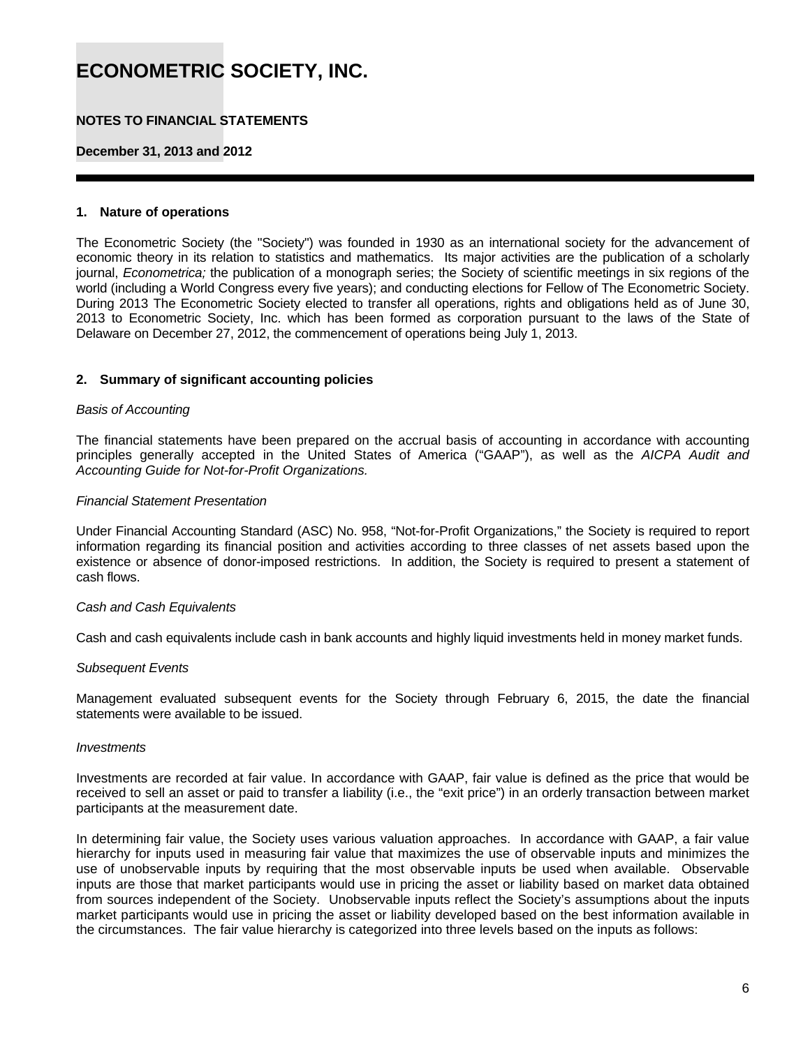# ECONOMETRIC SOCIETY, INC.

**NOTES TO FINANCIAL STATEMENTS**

**December 31, 2013 and 2012**

**1. Nature of operations**

The Econometric Society (the "Society") was founded in 1930 as an international society for the advancement of economic theory in its relation to statistics and mathematics. Its major activities are the publication of a scholarly journal, *Econometrica;* the publication of a monograph series; the Society of scientific meetings in six regions of the world (including a World Congress every five years); and conducting elections for Fellow of The Econometric Society. During 2013 The Econometric Society elected to transfer all operations, rights and obligations held as of June 30, 2013 to Econometric Society, Inc. which has been formed as corporation pursuant to the laws of the State of Delaware on December 27, 2012, the commencement of operations being July 1, 2013.

**2. Summary of significant accounting policies**

*Basis of Accounting*

The financial statements have been prepared on the accrual basis of accounting in accordance with accounting principles generally accepted in the United States of America ("GAAP"), as well as the *AICPA Audit and Accounting Guide for Not-for-Profit Organizations.*

*Financial Statement Presentation*

Under Financial Accounting Standard (ASC) No. 958, "Not-for-Profit Organizations," the Society is required to report information regarding its financial position and activities according to three classes of net assets based upon the existence or absence of donor-imposed restrictions. In addition, the Society is required to present a statement of cash flows.

*Cash and Cash Equivalents*

Cash and cash equivalents include cash in bank accounts and highly liquid investments held in money market funds.

*Subsequent Events*

Management evaluated subsequent events for the Society through February 6, 2015, the date the financial statements were available to be issued.

*Investments*

Investments are recorded at fair value. In accordance with GAAP, fair value is defined as the price that would be received to sell an asset or paid to transfer a liability (i.e., the "exit price") in an orderly transaction between market participants at the measurement date.

In determining fair value, the Society uses various valuation approaches. In accordance with GAAP, a fair value hierarchy for inputs used in measuring fair value that maximizes the use of observable inputs and minimizes the use of unobservable inputs by requiring that the most observable inputs be used when available. Observable inputs are those that market participants would use in pricing the asset or liability based on market data obtained from sources independent of the Society. Unobservable inputs reflect the Society's assumptions about the inputs market participants would use in pricing the asset or liability developed based on the best information available in the circumstances. The fair value hierarchy is categorized into three levels based on the inputs as follows: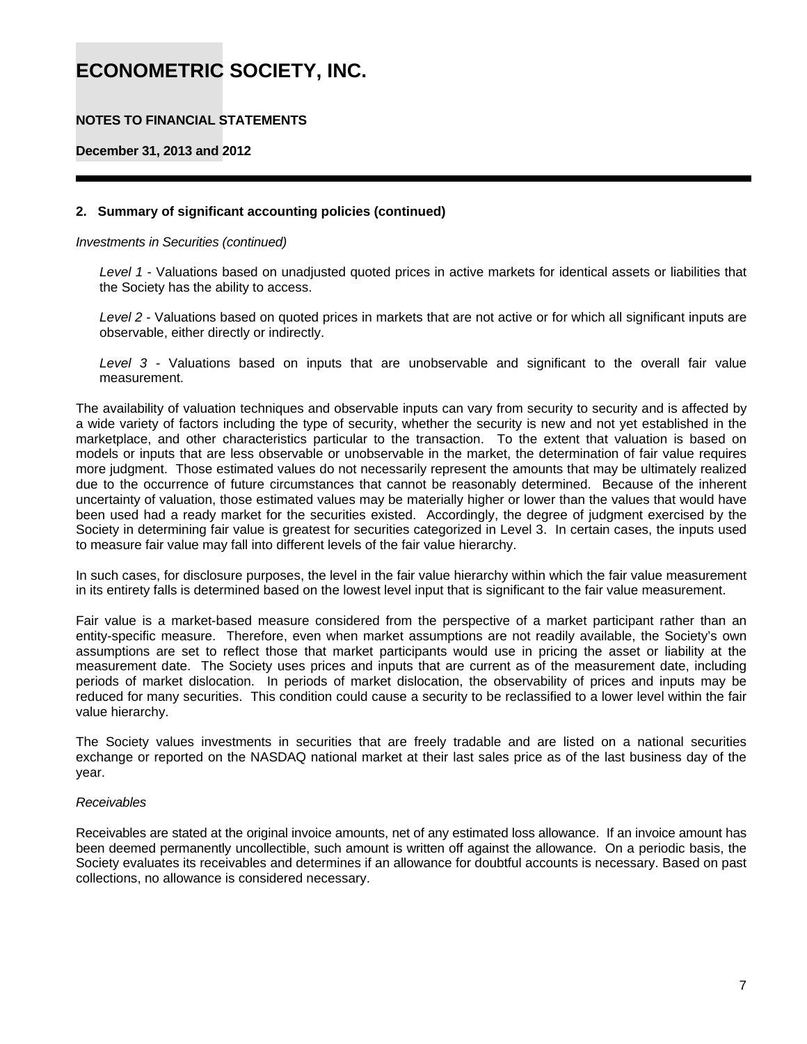# ECONOMETRIC SOCIETY, INC.

**NOTES TO FINANCIAL STATEMENTS**

**December 31, 2013 and 2012**

**2. Summary of significant accounting policies (continued)**

*Investments in Securities (continued)*

*Level 1* - Valuations based on unadjusted quoted prices in active markets for identical assets or liabilities that the Society has the ability to access.

*Level 2* - Valuations based on quoted prices in markets that are not active or for which all significant inputs are observable, either directly or indirectly.

*Level 3* - Valuations based on inputs that are unobservable and significant to the overall fair value measurement.

The availability of valuation techniques and observable inputs can vary from security to security and is affected by a wide variety of factors including the type of security, whether the security is new and not yet established in the marketplace, and other characteristics particular to the transaction. To the extent that valuation is based on models or inputs that are less observable or unobservable in the market, the determination of fair value requires more judgment. Those estimated values do not necessarily represent the amounts that may be ultimately realized due to the occurrence of future circumstances that cannot be reasonably determined. Because of the inherent uncertainty of valuation, those estimated values may be materially higher or lower than the values that would have been used had a ready market for the securities existed. Accordingly, the degree of judgment exercised by the Society in determining fair value is greatest for securities categorized in Level 3. In certain cases, the inputs used to measure fair value may fall into different levels of the fair value hierarchy.

In such cases, for disclosure purposes, the level in the fair value hierarchy within which the fair value measurement in its entirety falls is determined based on the lowest level input that is significant to the fair value measurement.

Fair value is a market-based measure considered from the perspective of a market participant rather than an entity-specific measure. Therefore, even when market assumptions are not readily available, the Society's own assumptions are set to reflect those that market participants would use in pricing the asset or liability at the measurement date. The Society uses prices and inputs that are current as of the measurement date, including periods of market dislocation. In periods of market dislocation, the observability of prices and inputs may be reduced for many securities. This condition could cause a security to be reclassified to a lower level within the fair value hierarchy.

The Society values investments in securities that are freely tradable and are listed on a national securities exchange or reported on the NASDAQ national market at their last sales price as of the last business day of the year.

*Receivables*

Receivables are stated at the original invoice amounts, net of any estimated loss allowance. If an invoice amount has been deemed permanently uncollectible, such amount is written off against the allowance. On a periodic basis, the Society evaluates its receivables and determines if an allowance for doubtful accounts is necessary. Based on past collections, no allowance is considered necessary.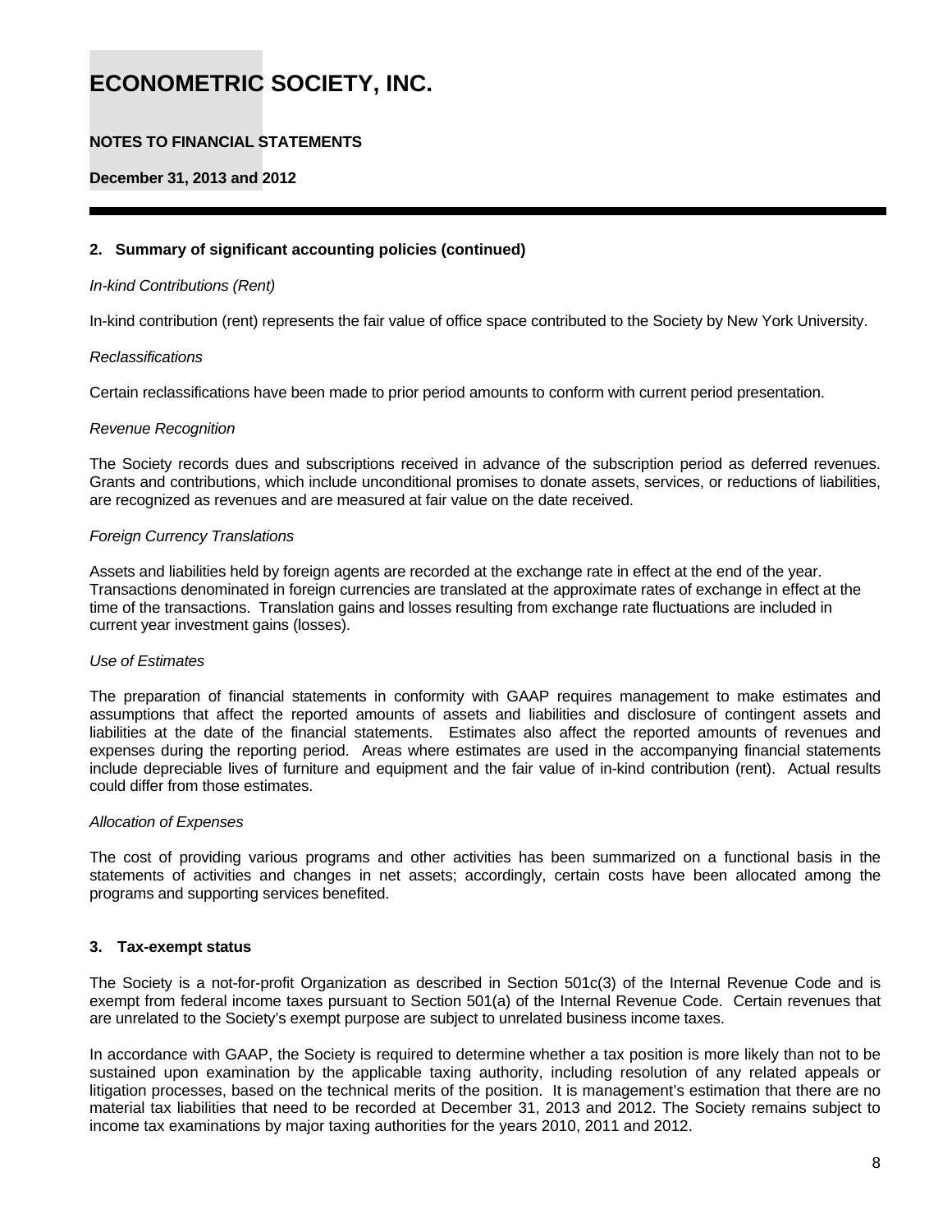# ECONOMETRIC SOCIETY, INC.

**NOTES TO FINANCIAL STATEMENTS**

**December 31, 2013 and 2012**

## 2. Summary of significant accounting policies (continued)

*In-kind Contributions (Rent)*

In-kind contribution (rent) represents the fair value of office space contributed to the Society by New York University.

*Reclassifications*

Certain reclassifications have been made to prior period amounts to conform with current period presentation.

*Revenue Recognition*

The Society records dues and subscriptions received in advance of the subscription period as deferred revenues. Grants and contributions, which include unconditional promises to donate assets, services, or reductions of liabilities, are recognized as revenues and are measured at fair value on the date received.

*Foreign Currency Translations*

Assets and liabilities held by foreign agents are recorded at the exchange rate in effect at the end of the year. Transactions denominated in foreign currencies are translated at the approximate rates of exchange in effect at the time of the transactions. Translation gains and losses resulting from exchange rate fluctuations are included in current year investment gains (losses).

*Use of Estimates*

The preparation of financial statements in conformity with GAAP requires management to make estimates and assumptions that affect the reported amounts of assets and liabilities and disclosure of contingent assets and liabilities at the date of the financial statements. Estimates also affect the reported amounts of revenues and expenses during the reporting period. Areas where estimates are used in the accompanying financial statements include depreciable lives of furniture and equipment and the fair value of in-kind contribution (rent). Actual results could differ from those estimates.

*Allocation of Expenses*

The cost of providing various programs and other activities has been summarized on a functional basis in the statements of activities and changes in net assets; accordingly, certain costs have been allocated among the programs and supporting services benefited.

## 3. Tax-exempt status

The Society is a not-for-profit Organization as described in Section 501c(3) of the Internal Revenue Code and is exempt from federal income taxes pursuant to Section 501(a) of the Internal Revenue Code. Certain revenues that are unrelated to the Society's exempt purpose are subject to unrelated business income taxes.

In accordance with GAAP, the Society is required to determine whether a tax position is more likely than not to be sustained upon examination by the applicable taxing authority, including resolution of any related appeals or litigation processes, based on the technical merits of the position. It is management's estimation that there are no material tax liabilities that need to be recorded at December 31, 2013 and 2012. The Society remains subject to income tax examinations by major taxing authorities for the years 2010, 2011 and 2012.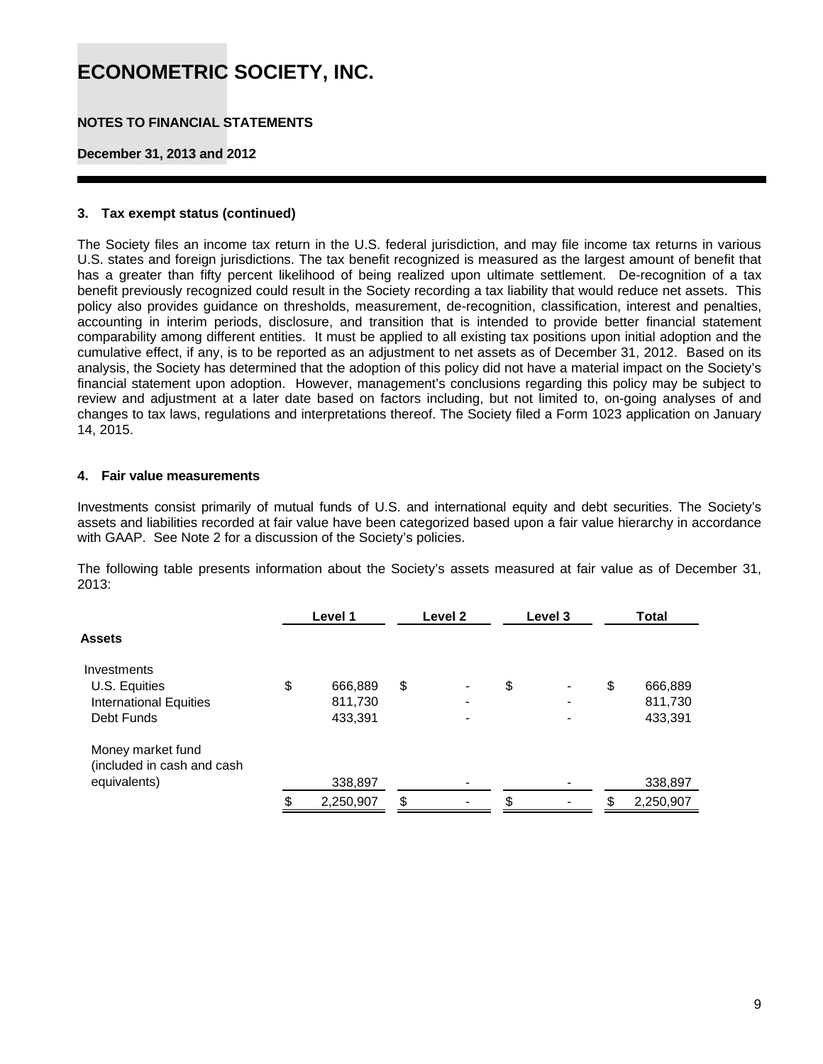# ECONOMETRIC SOCIETY, INC.

**NOTES TO FINANCIAL STATEMENTS**

**December 31, 2013 and 2012**

### 3. Tax exempt status (continued)

The Society files an income tax return in the U.S. federal jurisdiction, and may file income tax returns in various U.S. states and foreign jurisdictions. The tax benefit recognized is measured as the largest amount of benefit that has a greater than fifty percent likelihood of being realized upon ultimate settlement. De-recognition of a tax benefit previously recognized could result in the Society recording a tax liability that would reduce net assets. This policy also provides guidance on thresholds, measurement, de-recognition, classification, interest and penalties, accounting in interim periods, disclosure, and transition that is intended to provide better financial statement comparability among different entities. It must be applied to all existing tax positions upon initial adoption and the cumulative effect, if any, is to be reported as an adjustment to net assets as of December 31, 2012. Based on its analysis, the Society has determined that the adoption of this policy did not have a material impact on the Society's financial statement upon adoption. However, management's conclusions regarding this policy may be subject to review and adjustment at a later date based on factors including, but not limited to, on-going analyses of and changes to tax laws, regulations and interpretations thereof. The Society filed a Form 1023 application on January 14, 2015.

### 4. Fair value measurements

Investments consist primarily of mutual funds of U.S. and international equity and debt securities. The Society's assets and liabilities recorded at fair value have been categorized based upon a fair value hierarchy in accordance with GAAP. See Note 2 for a discussion of the Society's policies.

The following table presents information about the Society's assets measured at fair value as of December 31, 2013:

| | Level 1 | Level 2 | Level 3 | Total |
|---|---|---|---|---|
| **Assets** | | | | |
| Investments | | | | |
| U.S. Equities | $ 666,889 | $ - | $ - | $ 666,889 |
| International Equities | 811,730 | - | - | 811,730 |
| Debt Funds | 433,391 | - | - | 433,391 |
| Money market fund (included in cash and cash equivalents) | 338,897 | - | - | 338,897 |
| | $ 2,250,907 | $ - | $ - | $ 2,250,907 |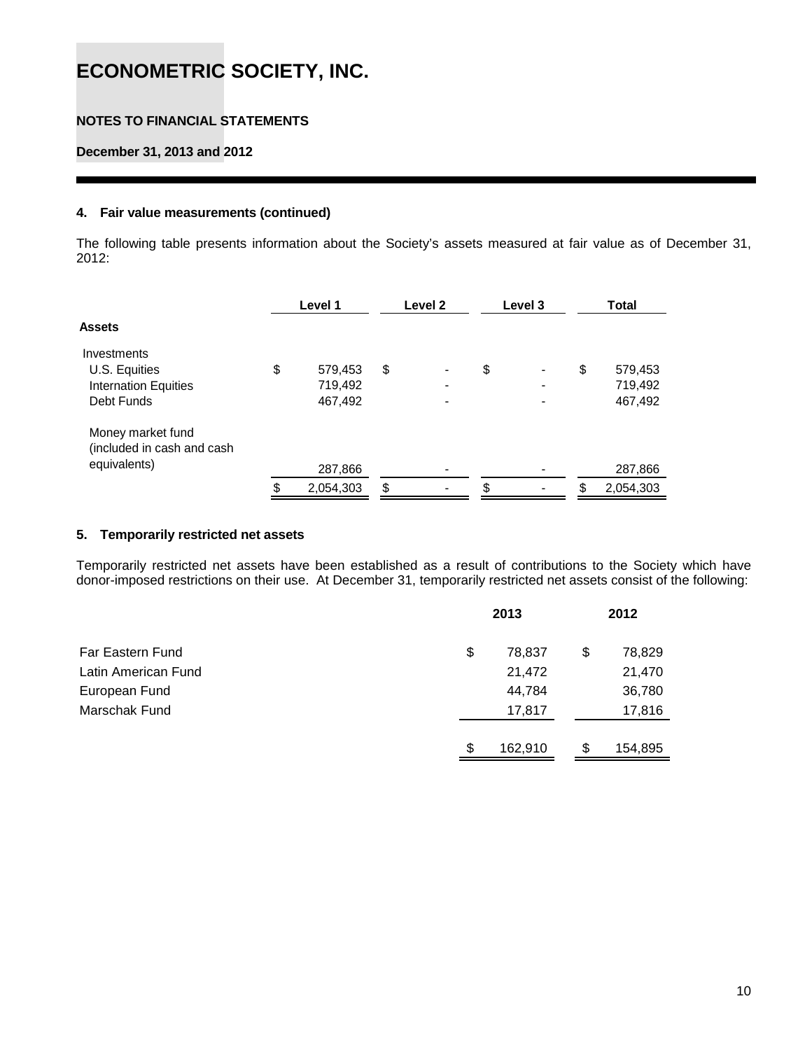# ECONOMETRIC SOCIETY, INC.

**NOTES TO FINANCIAL STATEMENTS**

**December 31, 2013 and 2012**

**4. Fair value measurements (continued)**

The following table presents information about the Society's assets measured at fair value as of December 31, 2012:

| | Level 1 | Level 2 | Level 3 | Total |
|---|---|---|---|---|
| **Assets** | | | | |
| Investments | | | | |
| U.S. Equities | $ 579,453 | $ - | $ - | $ 579,453 |
| Internation Equities | 719,492 | - | - | 719,492 |
| Debt Funds | 467,492 | - | - | 467,492 |
| Money market fund (included in cash and cash equivalents) | 287,866 | - | - | 287,866 |
| | $ 2,054,303 | $ - | $ - | $ 2,054,303 |

**5. Temporarily restricted net assets**

Temporarily restricted net assets have been established as a result of contributions to the Society which have donor-imposed restrictions on their use. At December 31, temporarily restricted net assets consist of the following:

| | 2013 | 2012 |
|---|---|---|
| Far Eastern Fund | $ 78,837 | $ 78,829 |
| Latin American Fund | 21,472 | 21,470 |
| European Fund | 44,784 | 36,780 |
| Marschak Fund | 17,817 | 17,816 |
| | $ 162,910 | $ 154,895 |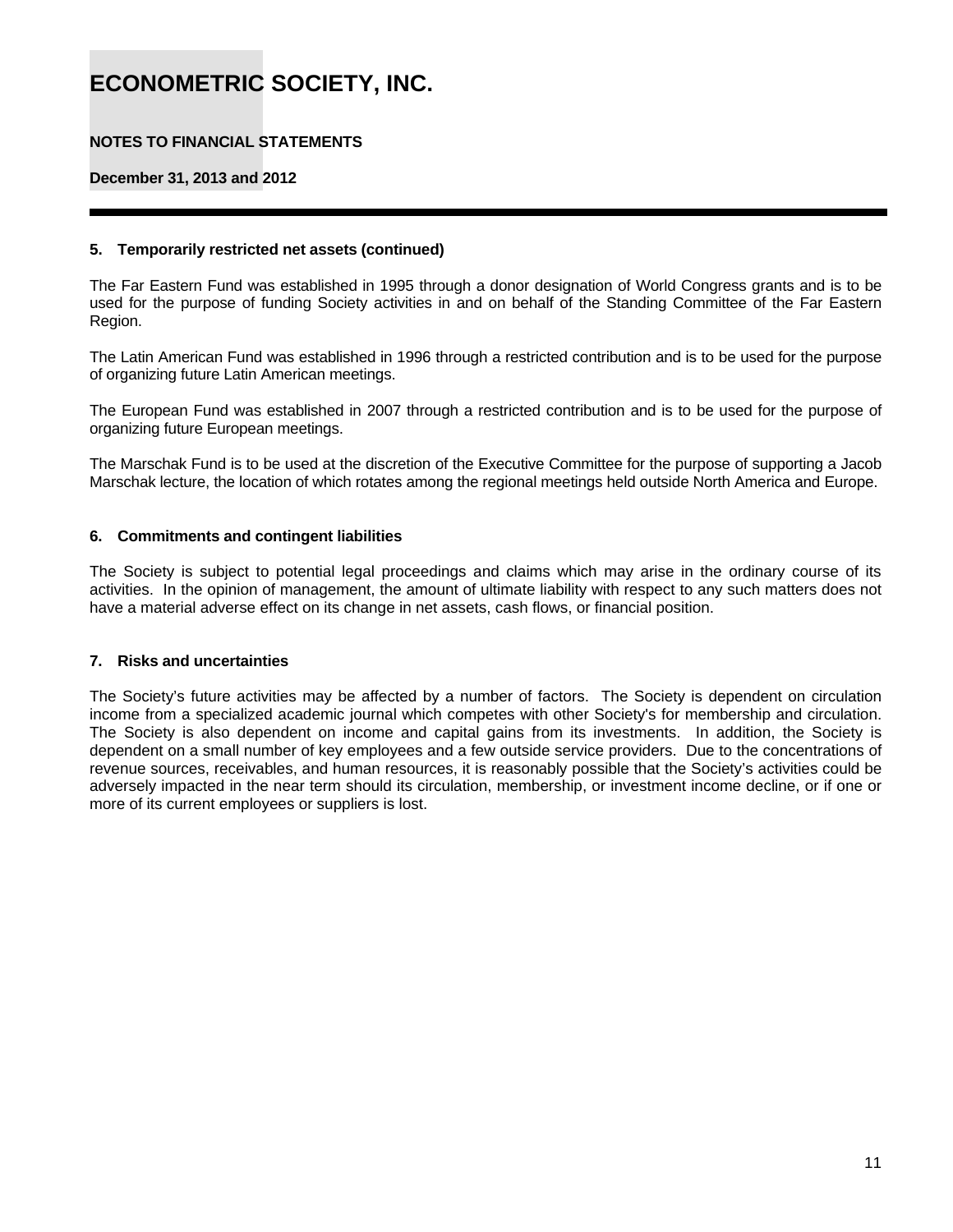# ECONOMETRIC SOCIETY, INC.

**NOTES TO FINANCIAL STATEMENTS**

**December 31, 2013 and 2012**

**5. Temporarily restricted net assets (continued)**

The Far Eastern Fund was established in 1995 through a donor designation of World Congress grants and is to be used for the purpose of funding Society activities in and on behalf of the Standing Committee of the Far Eastern Region.

The Latin American Fund was established in 1996 through a restricted contribution and is to be used for the purpose of organizing future Latin American meetings.

The European Fund was established in 2007 through a restricted contribution and is to be used for the purpose of organizing future European meetings.

The Marschak Fund is to be used at the discretion of the Executive Committee for the purpose of supporting a Jacob Marschak lecture, the location of which rotates among the regional meetings held outside North America and Europe.

**6. Commitments and contingent liabilities**

The Society is subject to potential legal proceedings and claims which may arise in the ordinary course of its activities. In the opinion of management, the amount of ultimate liability with respect to any such matters does not have a material adverse effect on its change in net assets, cash flows, or financial position.

**7. Risks and uncertainties**

The Society's future activities may be affected by a number of factors. The Society is dependent on circulation income from a specialized academic journal which competes with other Society's for membership and circulation. The Society is also dependent on income and capital gains from its investments. In addition, the Society is dependent on a small number of key employees and a few outside service providers. Due to the concentrations of revenue sources, receivables, and human resources, it is reasonably possible that the Society's activities could be adversely impacted in the near term should its circulation, membership, or investment income decline, or if one or more of its current employees or suppliers is lost.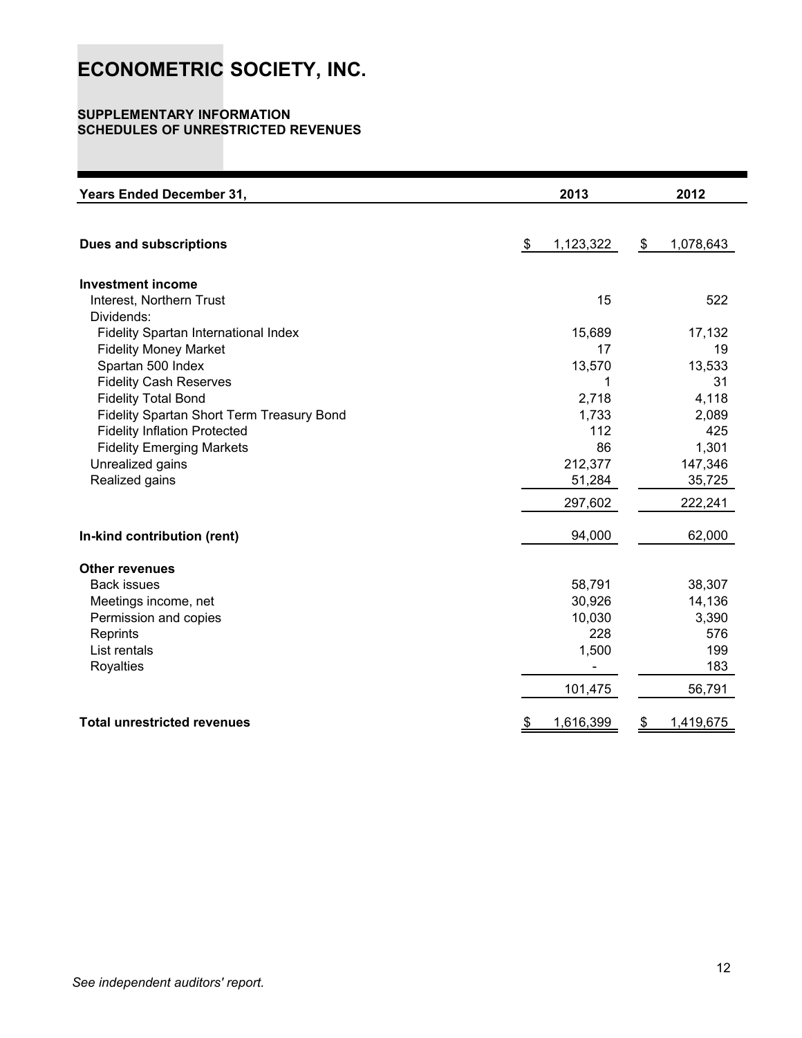# ECONOMETRIC SOCIETY, INC.

**SUPPLEMENTARY INFORMATION**
**SCHEDULES OF UNRESTRICTED REVENUES**

| Years Ended December 31, | 2013 | 2012 |
|---|---|---|
| **Dues and subscriptions** | $ 1,123,322 | $ 1,078,643 |
| **Investment income** | | |
| Interest, Northern Trust | 15 | 522 |
| Dividends: | | |
| Fidelity Spartan International Index | 15,689 | 17,132 |
| Fidelity Money Market | 17 | 19 |
| Spartan 500 Index | 13,570 | 13,533 |
| Fidelity Cash Reserves | 1 | 31 |
| Fidelity Total Bond | 2,718 | 4,118 |
| Fidelity Spartan Short Term Treasury Bond | 1,733 | 2,089 |
| Fidelity Inflation Protected | 112 | 425 |
| Fidelity Emerging Markets | 86 | 1,301 |
| Unrealized gains | 212,377 | 147,346 |
| Realized gains | 51,284 | 35,725 |
| | 297,602 | 222,241 |
| **In-kind contribution (rent)** | 94,000 | 62,000 |
| **Other revenues** | | |
| Back issues | 58,791 | 38,307 |
| Meetings income, net | 30,926 | 14,136 |
| Permission and copies | 10,030 | 3,390 |
| Reprints | 228 | 576 |
| List rentals | 1,500 | 199 |
| Royalties | - | 183 |
| | 101,475 | 56,791 |
| **Total unrestricted revenues** | $ 1,616,399 | $ 1,419,675 |

*See independent auditors' report.*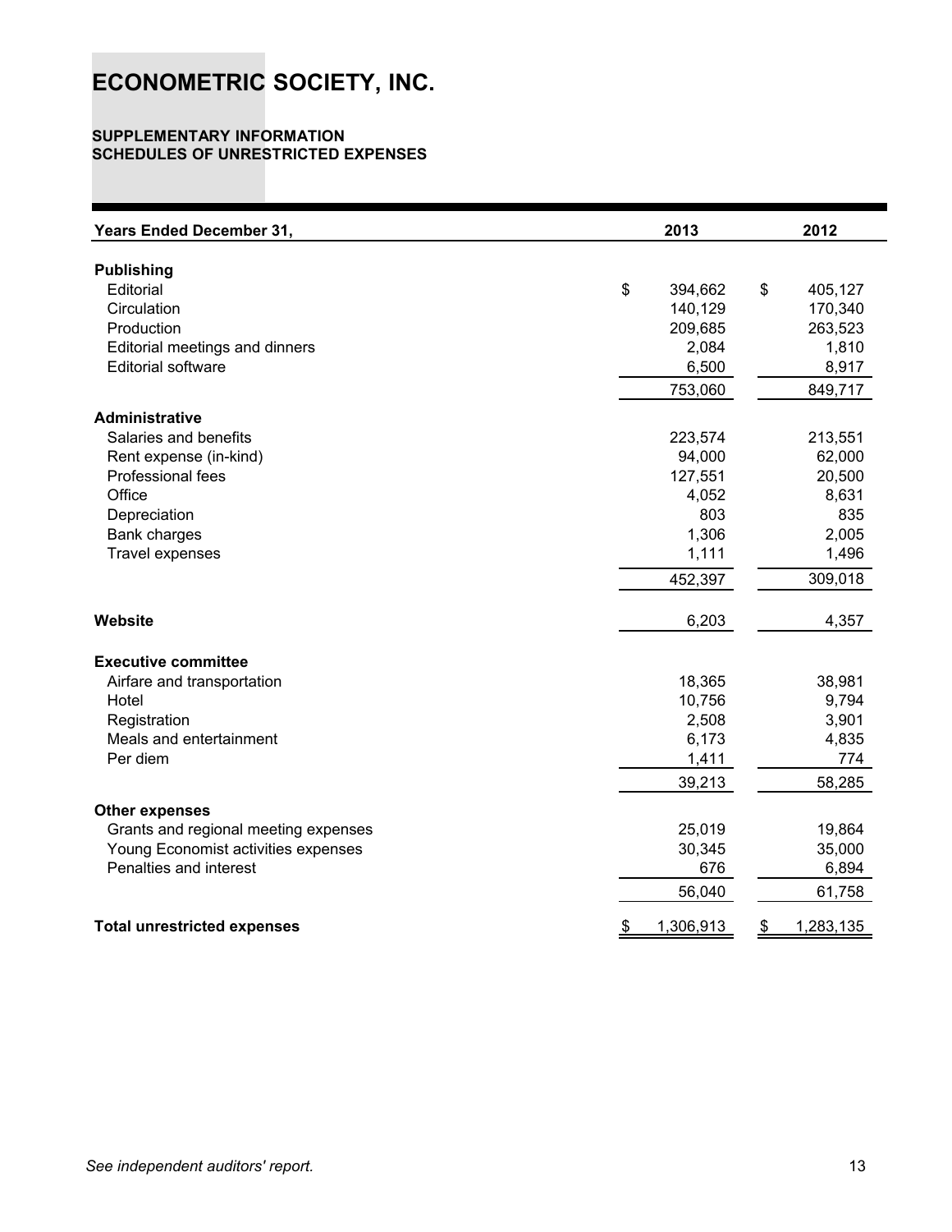# ECONOMETRIC SOCIETY, INC.

**SUPPLEMENTARY INFORMATION**
**SCHEDULES OF UNRESTRICTED EXPENSES**

| Years Ended December 31, | 2013 | 2012 |
|---|---|---|
| **Publishing** | | |
| Editorial | $ 394,662 | $ 405,127 |
| Circulation | 140,129 | 170,340 |
| Production | 209,685 | 263,523 |
| Editorial meetings and dinners | 2,084 | 1,810 |
| Editorial software | 6,500 | 8,917 |
| | 753,060 | 849,717 |
| **Administrative** | | |
| Salaries and benefits | 223,574 | 213,551 |
| Rent expense (in-kind) | 94,000 | 62,000 |
| Professional fees | 127,551 | 20,500 |
| Office | 4,052 | 8,631 |
| Depreciation | 803 | 835 |
| Bank charges | 1,306 | 2,005 |
| Travel expenses | 1,111 | 1,496 |
| | 452,397 | 309,018 |
| **Website** | 6,203 | 4,357 |
| **Executive committee** | | |
| Airfare and transportation | 18,365 | 38,981 |
| Hotel | 10,756 | 9,794 |
| Registration | 2,508 | 3,901 |
| Meals and entertainment | 6,173 | 4,835 |
| Per diem | 1,411 | 774 |
| | 39,213 | 58,285 |
| **Other expenses** | | |
| Grants and regional meeting expenses | 25,019 | 19,864 |
| Young Economist activities expenses | 30,345 | 35,000 |
| Penalties and interest | 676 | 6,894 |
| | 56,040 | 61,758 |
| **Total unrestricted expenses** | $ 1,306,913 | $ 1,283,135 |

*See independent auditors' report.*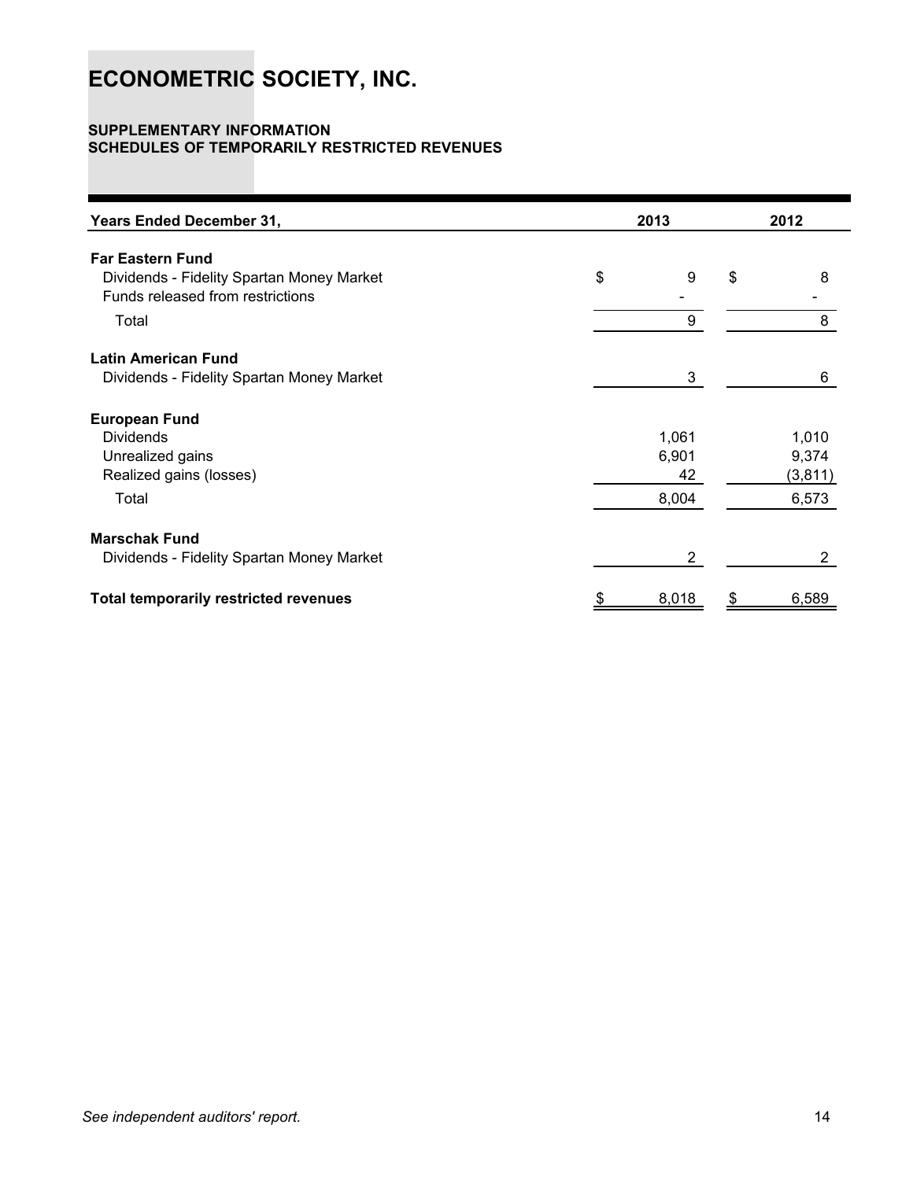# ECONOMETRIC SOCIETY, INC.

**SUPPLEMENTARY INFORMATION**
**SCHEDULES OF TEMPORARILY RESTRICTED REVENUES**

| Years Ended December 31, | 2013 | 2012 |
|---|---|---|
| **Far Eastern Fund** | | |
| Dividends - Fidelity Spartan Money Market | $ 9 | $ 8 |
| Funds released from restrictions | - | - |
| Total | 9 | 8 |
| **Latin American Fund** | | |
| Dividends - Fidelity Spartan Money Market | 3 | 6 |
| **European Fund** | | |
| Dividends | 1,061 | 1,010 |
| Unrealized gains | 6,901 | 9,374 |
| Realized gains (losses) | 42 | (3,811) |
| Total | 8,004 | 6,573 |
| **Marschak Fund** | | |
| Dividends - Fidelity Spartan Money Market | 2 | 2 |
| **Total temporarily restricted revenues** | $ 8,018 | $ 6,589 |

*See independent auditors' report.*